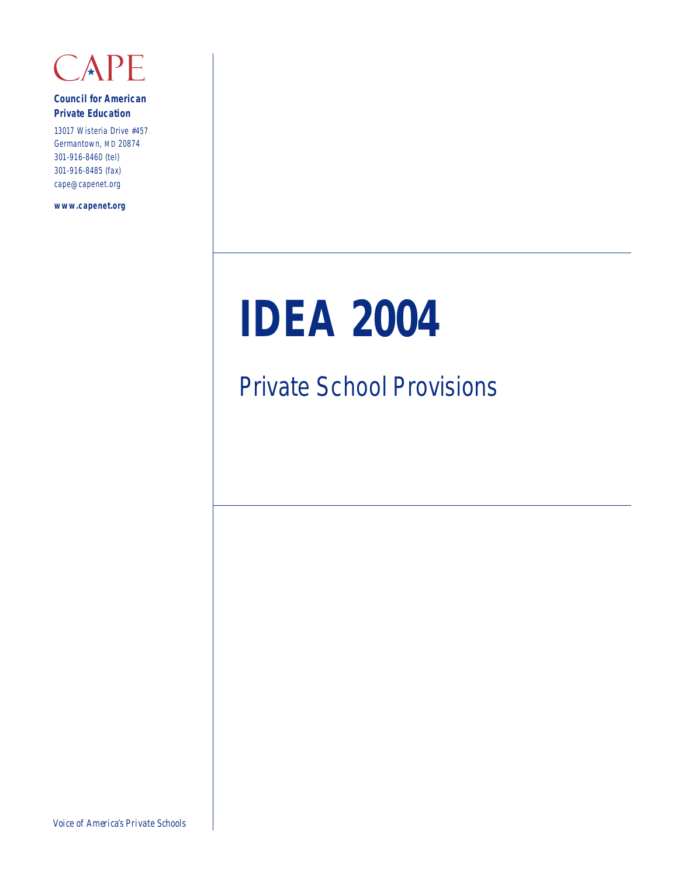CAPE

**Council for American Private Education**

13017 Wisteria Drive #457
Germantown, MD 20874
301-916-8460 (tel)
301-916-8485 (fax)
cape@capenet.org

**www.capenet.org**

# IDEA 2004

## Private School Provisions

*Voice of America's Private Schools*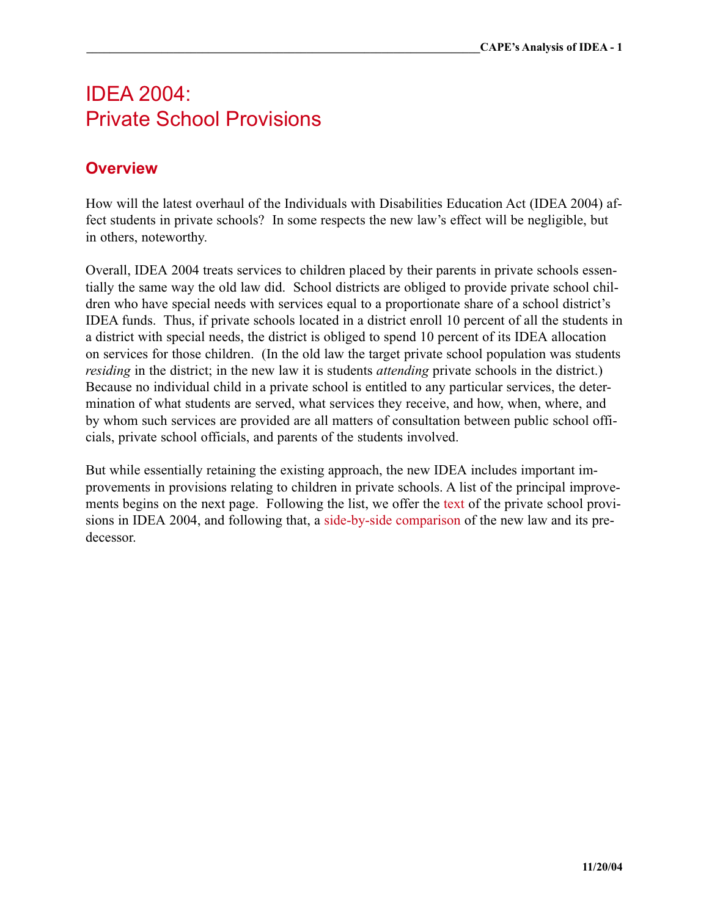# IDEA 2004:
# Private School Provisions

## Overview

How will the latest overhaul of the Individuals with Disabilities Education Act (IDEA 2004) affect students in private schools? In some respects the new law's effect will be negligible, but in others, noteworthy.

Overall, IDEA 2004 treats services to children placed by their parents in private schools essentially the same way the old law did. School districts are obliged to provide private school children who have special needs with services equal to a proportionate share of a school district's IDEA funds. Thus, if private schools located in a district enroll 10 percent of all the students in a district with special needs, the district is obliged to spend 10 percent of its IDEA allocation on services for those children. (In the old law the target private school population was students *residing* in the district; in the new law it is students *attending* private schools in the district.) Because no individual child in a private school is entitled to any particular services, the determination of what students are served, what services they receive, and how, when, where, and by whom such services are provided are all matters of consultation between public school officials, private school officials, and parents of the students involved.

But while essentially retaining the existing approach, the new IDEA includes important improvements in provisions relating to children in private schools. A list of the principal improvements begins on the next page. Following the list, we offer the text of the private school provisions in IDEA 2004, and following that, a side-by-side comparison of the new law and its predecessor.

11/20/04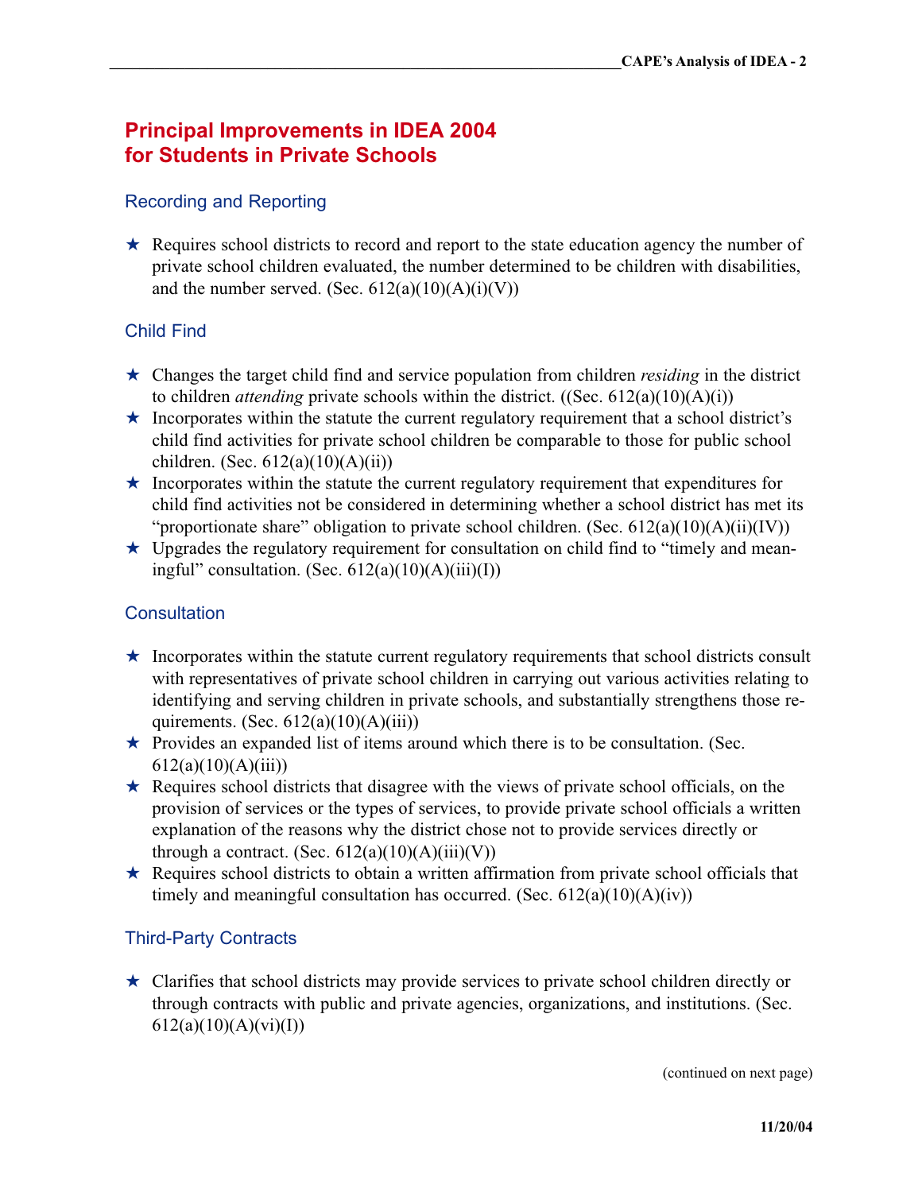## Principal Improvements in IDEA 2004 for Students in Private Schools

### Recording and Reporting

- ★ Requires school districts to record and report to the state education agency the number of private school children evaluated, the number determined to be children with disabilities, and the number served. (Sec. 612(a)(10)(A)(i)(V))

### Child Find

- ★ Changes the target child find and service population from children *residing* in the district to children *attending* private schools within the district. ((Sec. 612(a)(10)(A)(i))
- ★ Incorporates within the statute the current regulatory requirement that a school district's child find activities for private school children be comparable to those for public school children. (Sec. 612(a)(10)(A)(ii))
- ★ Incorporates within the statute the current regulatory requirement that expenditures for child find activities not be considered in determining whether a school district has met its "proportionate share" obligation to private school children. (Sec. 612(a)(10)(A)(ii)(IV))
- ★ Upgrades the regulatory requirement for consultation on child find to "timely and meaningful" consultation. (Sec. 612(a)(10)(A)(iii)(I))

### Consultation

- ★ Incorporates within the statute current regulatory requirements that school districts consult with representatives of private school children in carrying out various activities relating to identifying and serving children in private schools, and substantially strengthens those requirements. (Sec. 612(a)(10)(A)(iii))
- ★ Provides an expanded list of items around which there is to be consultation. (Sec. 612(a)(10)(A)(iii))
- ★ Requires school districts that disagree with the views of private school officials, on the provision of services or the types of services, to provide private school officials a written explanation of the reasons why the district chose not to provide services directly or through a contract. (Sec. 612(a)(10)(A)(iii)(V))
- ★ Requires school districts to obtain a written affirmation from private school officials that timely and meaningful consultation has occurred. (Sec. 612(a)(10)(A)(iv))

### Third-Party Contracts

- ★ Clarifies that school districts may provide services to private school children directly or through contracts with public and private agencies, organizations, and institutions. (Sec. 612(a)(10)(A)(vi)(I))

(continued on next page)

11/20/04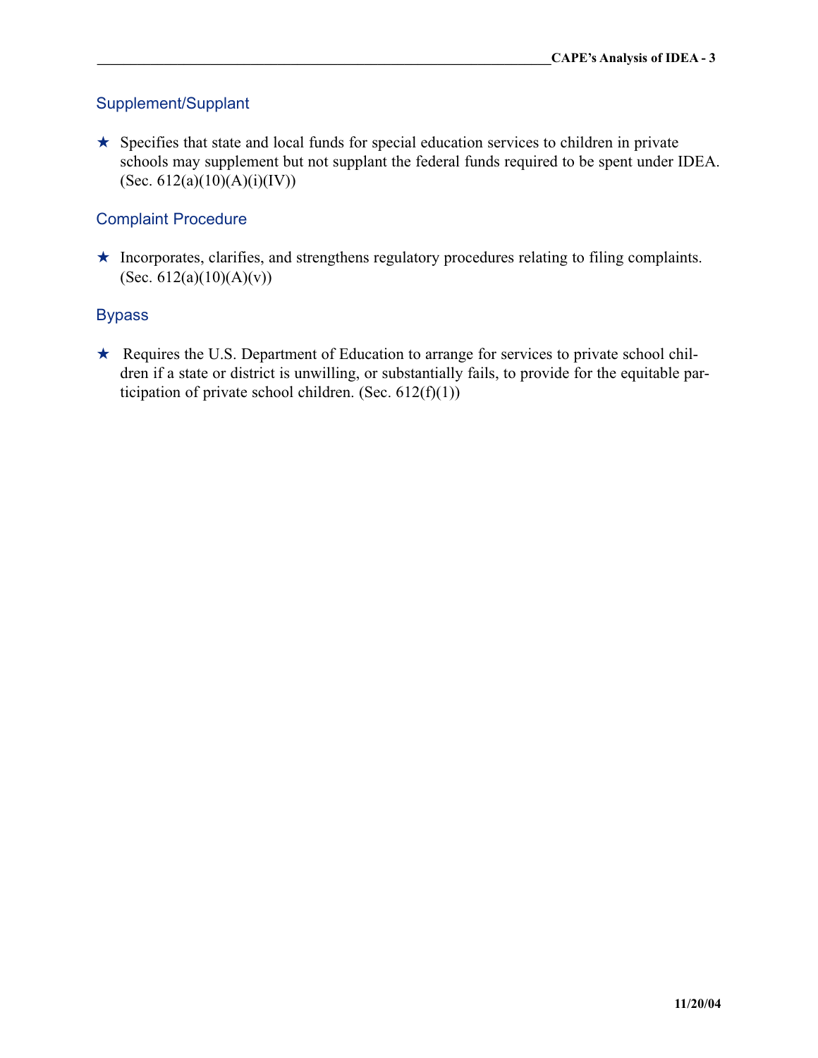## Supplement/Supplant

★ Specifies that state and local funds for special education services to children in private schools may supplement but not supplant the federal funds required to be spent under IDEA. (Sec. 612(a)(10)(A)(i)(IV))

## Complaint Procedure

★ Incorporates, clarifies, and strengthens regulatory procedures relating to filing complaints. (Sec. 612(a)(10)(A)(v))

## Bypass

★ Requires the U.S. Department of Education to arrange for services to private school children if a state or district is unwilling, or substantially fails, to provide for the equitable participation of private school children. (Sec. 612(f)(1))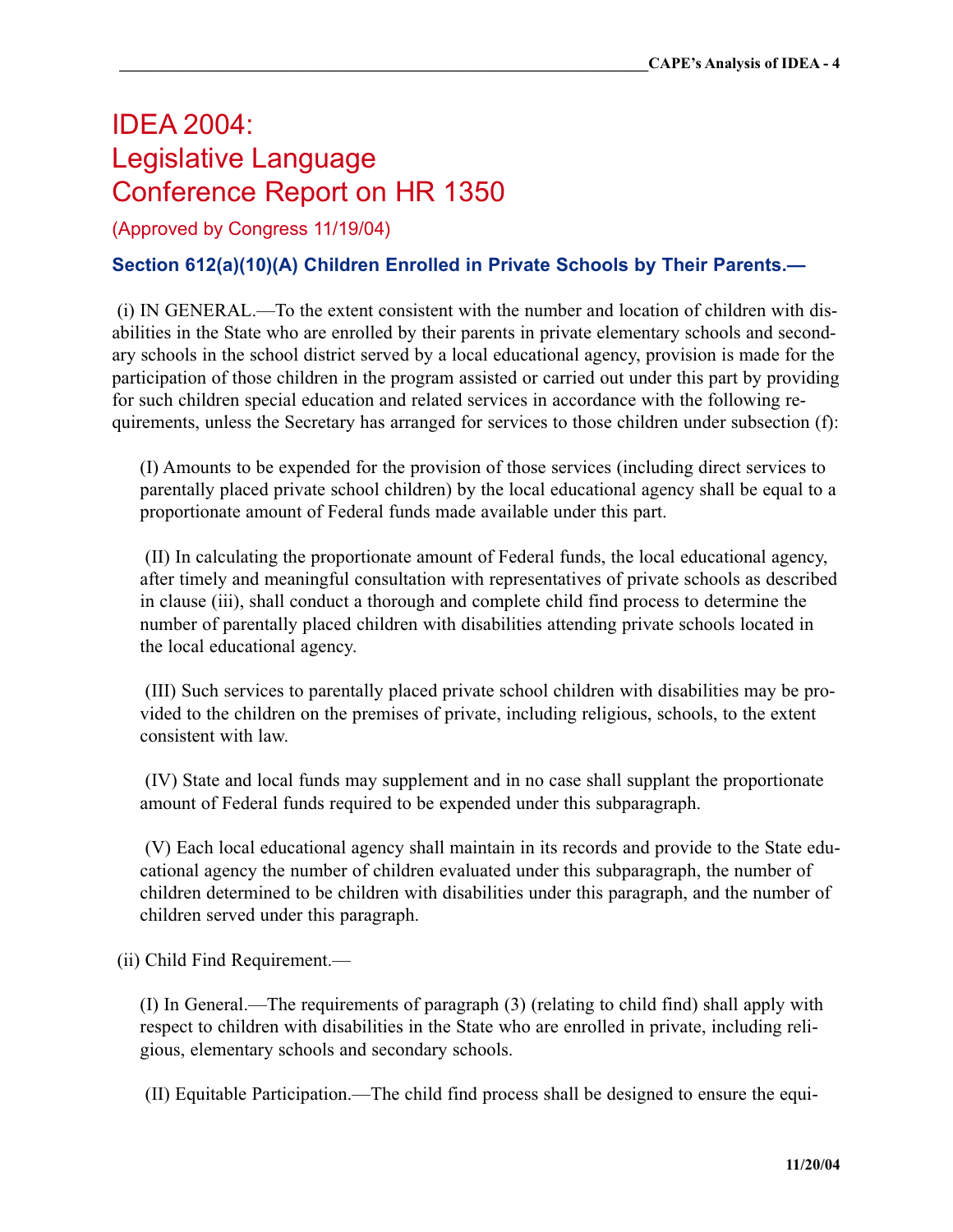# IDEA 2004: Legislative Language Conference Report on HR 1350

(Approved by Congress 11/19/04)

### Section 612(a)(10)(A) Children Enrolled in Private Schools by Their Parents.—

(i) IN GENERAL.—To the extent consistent with the number and location of children with disabilities in the State who are enrolled by their parents in private elementary schools and secondary schools in the school district served by a local educational agency, provision is made for the participation of those children in the program assisted or carried out under this part by providing for such children special education and related services in accordance with the following requirements, unless the Secretary has arranged for services to those children under subsection (f):

> (I) Amounts to be expended for the provision of those services (including direct services to parentally placed private school children) by the local educational agency shall be equal to a proportionate amount of Federal funds made available under this part.
>
> (II) In calculating the proportionate amount of Federal funds, the local educational agency, after timely and meaningful consultation with representatives of private schools as described in clause (iii), shall conduct a thorough and complete child find process to determine the number of parentally placed children with disabilities attending private schools located in the local educational agency.
>
> (III) Such services to parentally placed private school children with disabilities may be provided to the children on the premises of private, including religious, schools, to the extent consistent with law.
>
> (IV) State and local funds may supplement and in no case shall supplant the proportionate amount of Federal funds required to be expended under this subparagraph.
>
> (V) Each local educational agency shall maintain in its records and provide to the State educational agency the number of children evaluated under this subparagraph, the number of children determined to be children with disabilities under this paragraph, and the number of children served under this paragraph.

(ii) Child Find Requirement.—

> (I) In General.—The requirements of paragraph (3) (relating to child find) shall apply with respect to children with disabilities in the State who are enrolled in private, including religious, elementary schools and secondary schools.
>
> (II) Equitable Participation.—The child find process shall be designed to ensure the equi-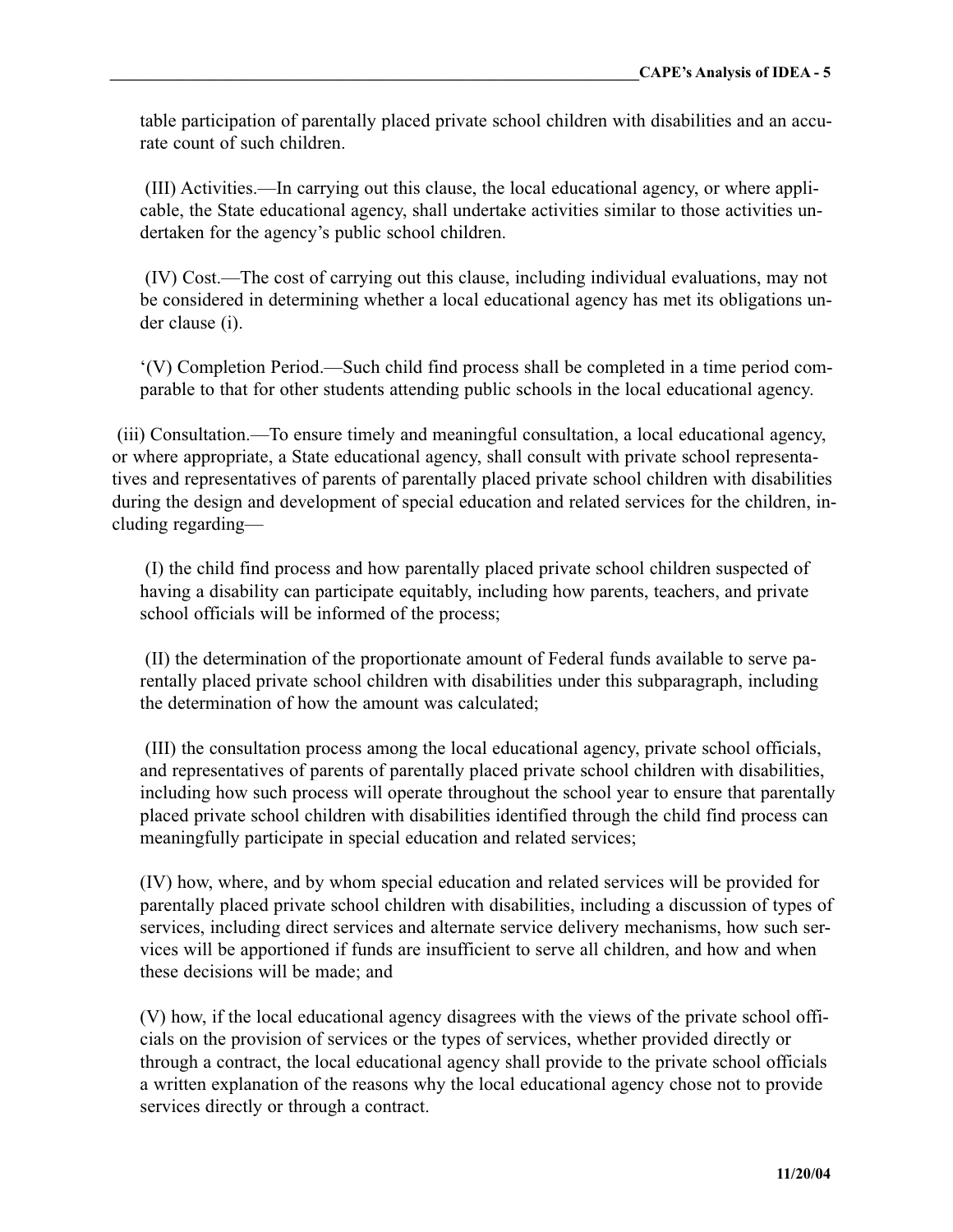table participation of parentally placed private school children with disabilities and an accurate count of such children.

(III) Activities.—In carrying out this clause, the local educational agency, or where applicable, the State educational agency, shall undertake activities similar to those activities undertaken for the agency's public school children.

(IV) Cost.—The cost of carrying out this clause, including individual evaluations, may not be considered in determining whether a local educational agency has met its obligations under clause (i).

'(V) Completion Period.—Such child find process shall be completed in a time period comparable to that for other students attending public schools in the local educational agency.

(iii) Consultation.—To ensure timely and meaningful consultation, a local educational agency, or where appropriate, a State educational agency, shall consult with private school representatives and representatives of parents of parentally placed private school children with disabilities during the design and development of special education and related services for the children, including regarding—

(I) the child find process and how parentally placed private school children suspected of having a disability can participate equitably, including how parents, teachers, and private school officials will be informed of the process;

(II) the determination of the proportionate amount of Federal funds available to serve parentally placed private school children with disabilities under this subparagraph, including the determination of how the amount was calculated;

(III) the consultation process among the local educational agency, private school officials, and representatives of parents of parentally placed private school children with disabilities, including how such process will operate throughout the school year to ensure that parentally placed private school children with disabilities identified through the child find process can meaningfully participate in special education and related services;

(IV) how, where, and by whom special education and related services will be provided for parentally placed private school children with disabilities, including a discussion of types of services, including direct services and alternate service delivery mechanisms, how such services will be apportioned if funds are insufficient to serve all children, and how and when these decisions will be made; and

(V) how, if the local educational agency disagrees with the views of the private school officials on the provision of services or the types of services, whether provided directly or through a contract, the local educational agency shall provide to the private school officials a written explanation of the reasons why the local educational agency chose not to provide services directly or through a contract.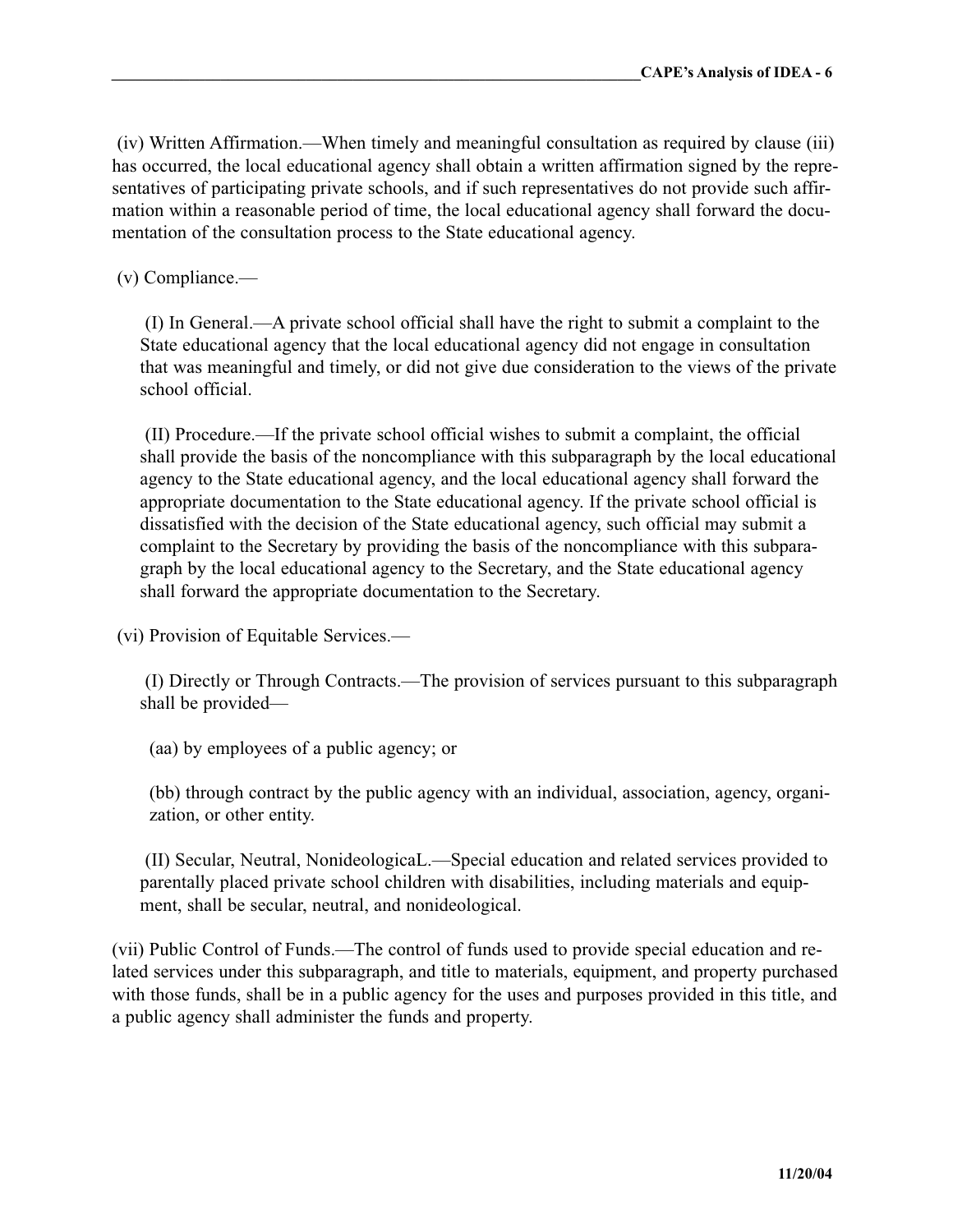(iv) Written Affirmation.—When timely and meaningful consultation as required by clause (iii) has occurred, the local educational agency shall obtain a written affirmation signed by the representatives of participating private schools, and if such representatives do not provide such affirmation within a reasonable period of time, the local educational agency shall forward the documentation of the consultation process to the State educational agency.

(v) Compliance.—

(I) In General.—A private school official shall have the right to submit a complaint to the State educational agency that the local educational agency did not engage in consultation that was meaningful and timely, or did not give due consideration to the views of the private school official.

(II) Procedure.—If the private school official wishes to submit a complaint, the official shall provide the basis of the noncompliance with this subparagraph by the local educational agency to the State educational agency, and the local educational agency shall forward the appropriate documentation to the State educational agency. If the private school official is dissatisfied with the decision of the State educational agency, such official may submit a complaint to the Secretary by providing the basis of the noncompliance with this subparagraph by the local educational agency to the Secretary, and the State educational agency shall forward the appropriate documentation to the Secretary.

(vi) Provision of Equitable Services.—

(I) Directly or Through Contracts.—The provision of services pursuant to this subparagraph shall be provided—

(aa) by employees of a public agency; or

(bb) through contract by the public agency with an individual, association, agency, organization, or other entity.

(II) Secular, Neutral, NonideologicaL.—Special education and related services provided to parentally placed private school children with disabilities, including materials and equipment, shall be secular, neutral, and nonideological.

(vii) Public Control of Funds.—The control of funds used to provide special education and related services under this subparagraph, and title to materials, equipment, and property purchased with those funds, shall be in a public agency for the uses and purposes provided in this title, and a public agency shall administer the funds and property.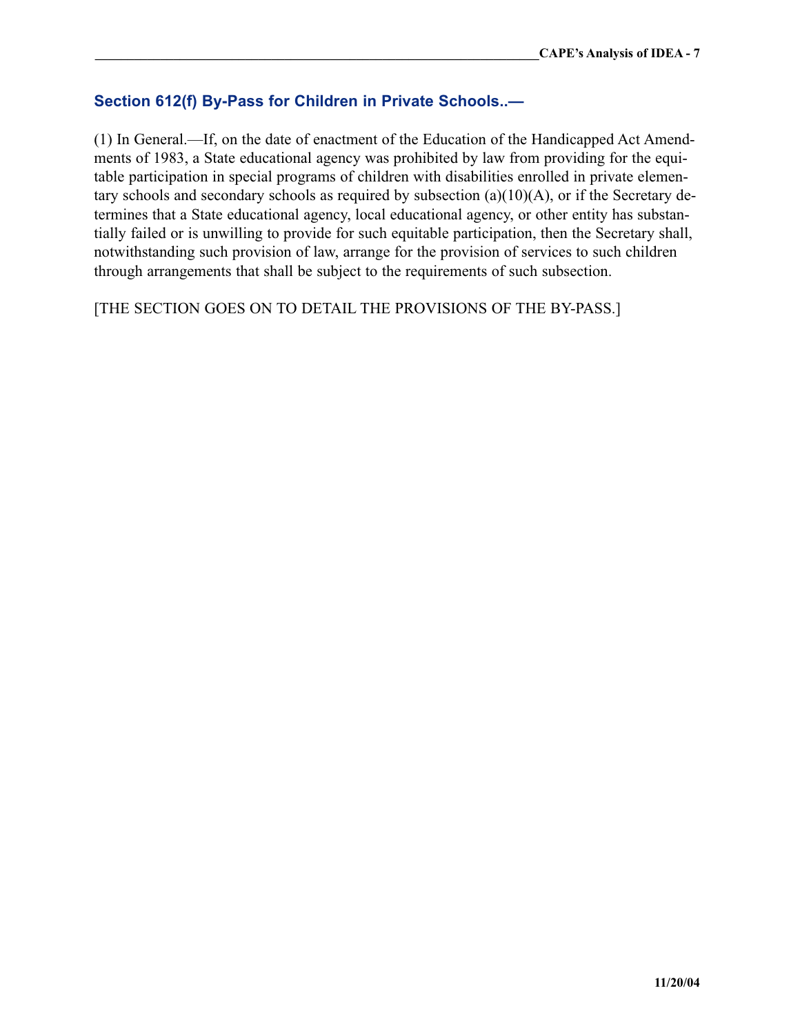## Section 612(f) By-Pass for Children in Private Schools..—

(1) In General.—If, on the date of enactment of the Education of the Handicapped Act Amendments of 1983, a State educational agency was prohibited by law from providing for the equitable participation in special programs of children with disabilities enrolled in private elementary schools and secondary schools as required by subsection (a)(10)(A), or if the Secretary determines that a State educational agency, local educational agency, or other entity has substantially failed or is unwilling to provide for such equitable participation, then the Secretary shall, notwithstanding such provision of law, arrange for the provision of services to such children through arrangements that shall be subject to the requirements of such subsection.

[THE SECTION GOES ON TO DETAIL THE PROVISIONS OF THE BY-PASS.]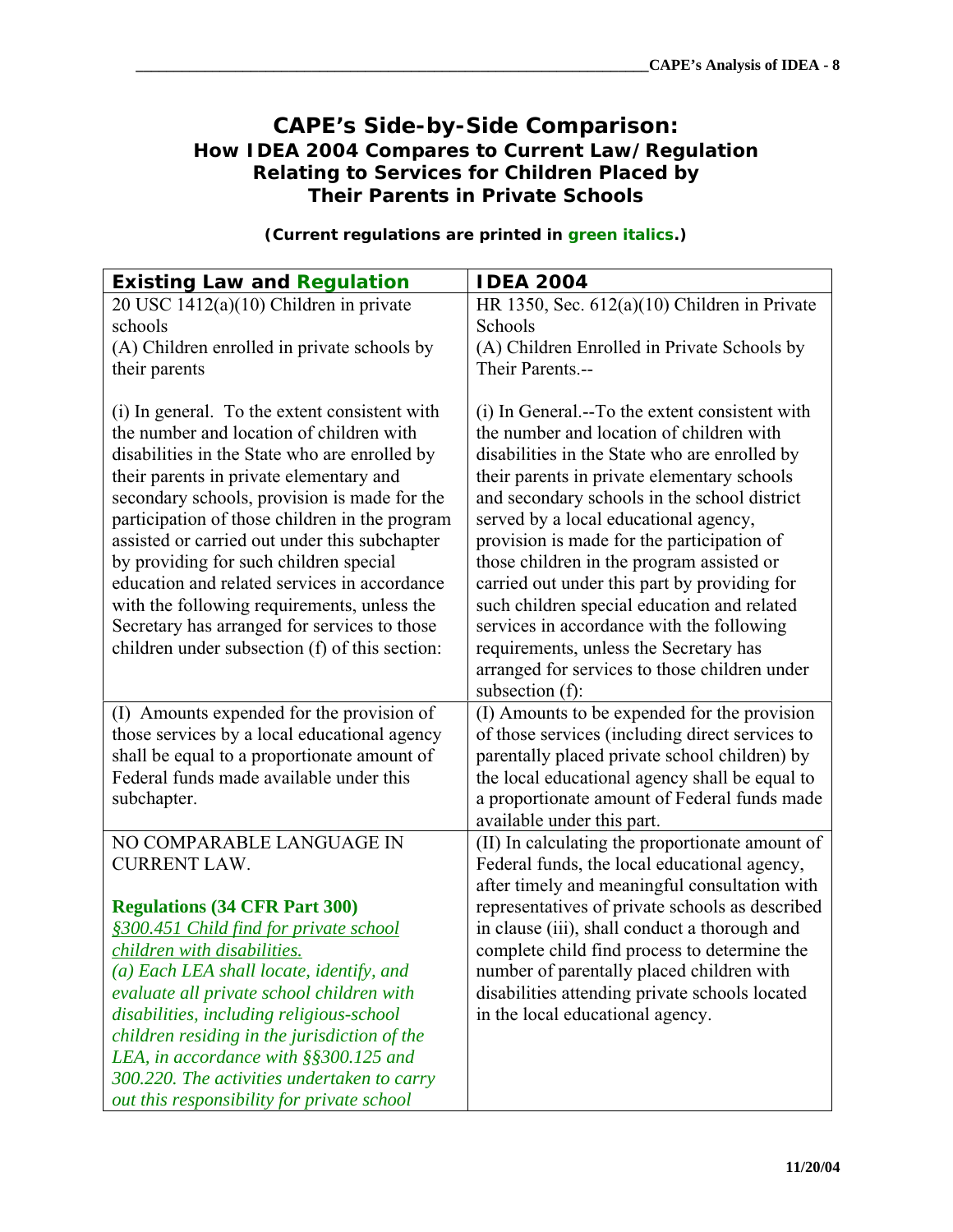# CAPE's Side-by-Side Comparison:
## How IDEA 2004 Compares to Current Law/Regulation Relating to Services for Children Placed by Their Parents in Private Schools

**(Current regulations are printed in *green italics*.)**

| Existing Law and Regulation | IDEA 2004 |
|---|---|
| 20 USC 1412(a)(10) Children in private schools<br>(A) Children enrolled in private schools by their parents<br><br>(i) In general. To the extent consistent with the number and location of children with disabilities in the State who are enrolled by their parents in private elementary and secondary schools, provision is made for the participation of those children in the program assisted or carried out under this subchapter by providing for such children special education and related services in accordance with the following requirements, unless the Secretary has arranged for services to those children under subsection (f) of this section: | HR 1350, Sec. 612(a)(10) Children in Private Schools<br>(A) Children Enrolled in Private Schools by Their Parents.--<br><br>(i) In General.--To the extent consistent with the number and location of children with disabilities in the State who are enrolled by their parents in private elementary schools and secondary schools in the school district served by a local educational agency, provision is made for the participation of those children in the program assisted or carried out under this part by providing for such children special education and related services in accordance with the following requirements, unless the Secretary has arranged for services to those children under subsection (f): |
| (I) Amounts expended for the provision of those services by a local educational agency shall be equal to a proportionate amount of Federal funds made available under this subchapter. | (I) Amounts to be expended for the provision of those services (including direct services to parentally placed private school children) by the local educational agency shall be equal to a proportionate amount of Federal funds made available under this part. |
| NO COMPARABLE LANGUAGE IN CURRENT LAW.<br><br>***Regulations (34 CFR Part 300)***<br>*§300.451 Child find for private school children with disabilities.*<br>*(a) Each LEA shall locate, identify, and evaluate all private school children with disabilities, including religious-school children residing in the jurisdiction of the LEA, in accordance with §§300.125 and 300.220. The activities undertaken to carry out this responsibility for private school* | (II) In calculating the proportionate amount of Federal funds, the local educational agency, after timely and meaningful consultation with representatives of private schools as described in clause (iii), shall conduct a thorough and complete child find process to determine the number of parentally placed children with disabilities attending private schools located in the local educational agency. |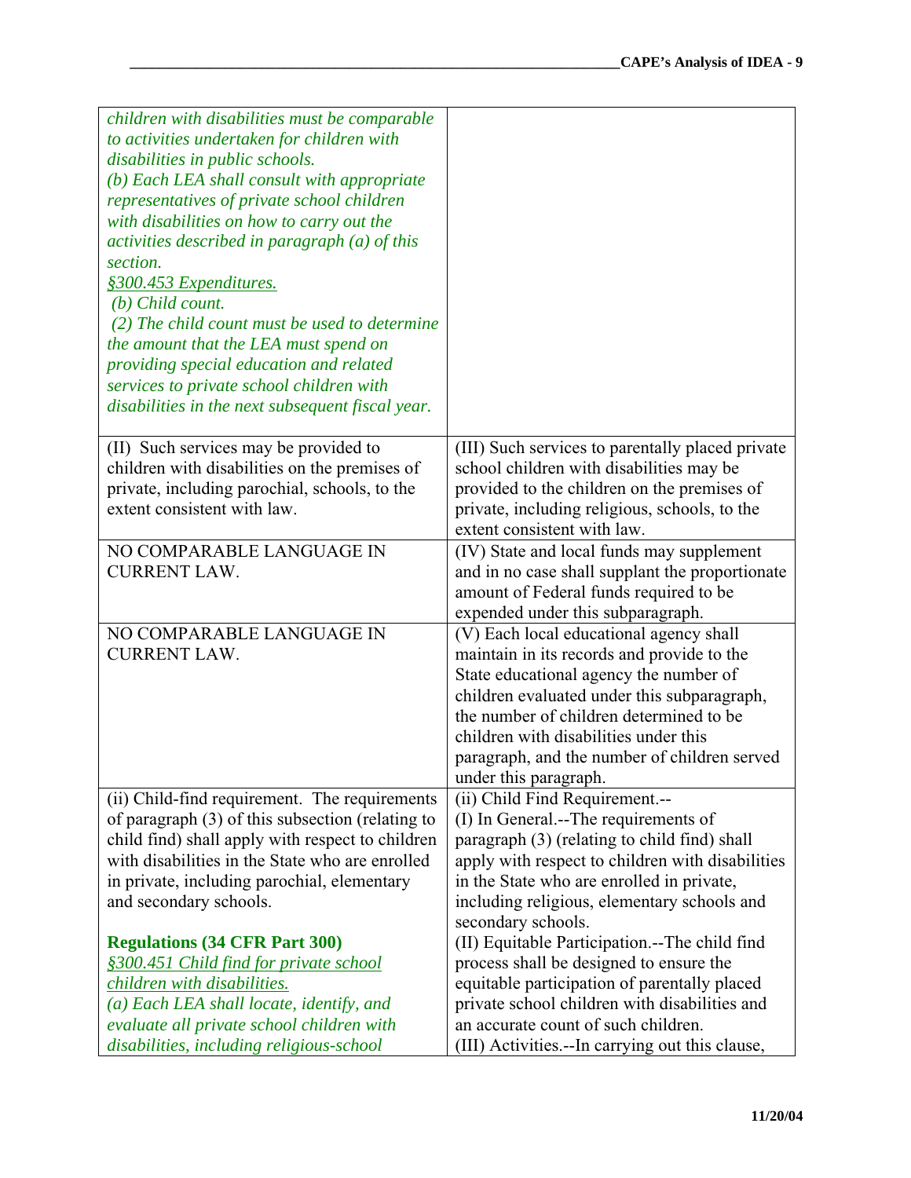| | |
|---|---|
| *children with disabilities must be comparable to activities undertaken for children with disabilities in public schools.*<br>*(b) Each LEA shall consult with appropriate representatives of private school children with disabilities on how to carry out the activities described in paragraph (a) of this section.*<br>*§300.453 Expenditures.*<br>*(b) Child count.*<br>*(2) The child count must be used to determine the amount that the LEA must spend on providing special education and related services to private school children with disabilities in the next subsequent fiscal year.* | |
| (II) Such services may be provided to children with disabilities on the premises of private, including parochial, schools, to the extent consistent with law. | (III) Such services to parentally placed private school children with disabilities may be provided to the children on the premises of private, including religious, schools, to the extent consistent with law. |
| NO COMPARABLE LANGUAGE IN CURRENT LAW. | (IV) State and local funds may supplement and in no case shall supplant the proportionate amount of Federal funds required to be expended under this subparagraph. |
| NO COMPARABLE LANGUAGE IN CURRENT LAW. | (V) Each local educational agency shall maintain in its records and provide to the State educational agency the number of children evaluated under this subparagraph, the number of children determined to be children with disabilities under this paragraph, and the number of children served under this paragraph. |
| (ii) Child-find requirement. The requirements of paragraph (3) of this subsection (relating to child find) shall apply with respect to children with disabilities in the State who are enrolled in private, including parochial, elementary and secondary schools.<br><br>**Regulations (34 CFR Part 300)**<br>*§300.451 Child find for private school children with disabilities.*<br>*(a) Each LEA shall locate, identify, and evaluate all private school children with disabilities, including religious-school* | (ii) Child Find Requirement.--<br>(I) In General.--The requirements of paragraph (3) (relating to child find) shall apply with respect to children with disabilities in the State who are enrolled in private, including religious, elementary schools and secondary schools.<br>(II) Equitable Participation.--The child find process shall be designed to ensure the equitable participation of parentally placed private school children with disabilities and an accurate count of such children.<br>(III) Activities.--In carrying out this clause, |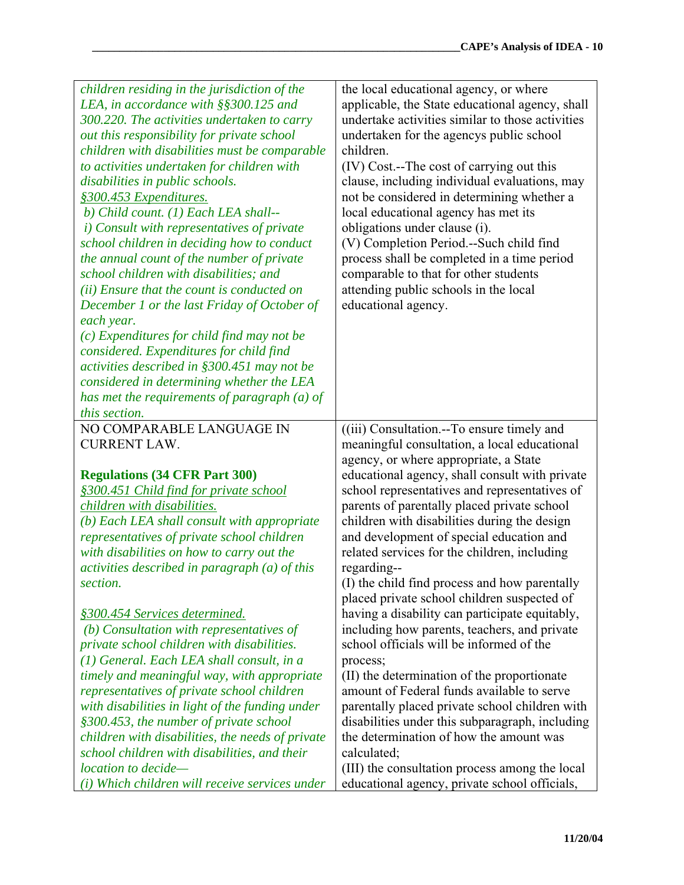| | |
|---|---|
| *children residing in the jurisdiction of the LEA, in accordance with §§300.125 and 300.220. The activities undertaken to carry out this responsibility for private school children with disabilities must be comparable to activities undertaken for children with disabilities in public schools.*<br>*§300.453 Expenditures.*<br>*b) Child count. (1) Each LEA shall--*<br>*i) Consult with representatives of private school children in deciding how to conduct the annual count of the number of private school children with disabilities; and*<br>*(ii) Ensure that the count is conducted on December 1 or the last Friday of October of each year.*<br>*(c) Expenditures for child find may not be considered. Expenditures for child find activities described in §300.451 may not be considered in determining whether the LEA has met the requirements of paragraph (a) of this section.* | the local educational agency, or where applicable, the State educational agency, shall undertake activities similar to those activities undertaken for the agencys public school children.<br>(IV) Cost.--The cost of carrying out this clause, including individual evaluations, may not be considered in determining whether a local educational agency has met its obligations under clause (i).<br>(V) Completion Period.--Such child find process shall be completed in a time period comparable to that for other students attending public schools in the local educational agency. |
| NO COMPARABLE LANGUAGE IN CURRENT LAW.<br><br>**Regulations (34 CFR Part 300)**<br>*§300.451 Child find for private school children with disabilities.*<br>*(b) Each LEA shall consult with appropriate representatives of private school children with disabilities on how to carry out the activities described in paragraph (a) of this section.*<br><br>*§300.454 Services determined.*<br>*(b) Consultation with representatives of private school children with disabilities.*<br>*(1) General. Each LEA shall consult, in a timely and meaningful way, with appropriate representatives of private school children with disabilities in light of the funding under §300.453, the number of private school children with disabilities, the needs of private school children with disabilities, and their location to decide—*<br>*(i) Which children will receive services under* | ((iii) Consultation.--To ensure timely and meaningful consultation, a local educational agency, or where appropriate, a State educational agency, shall consult with private school representatives and representatives of parents of parentally placed private school children with disabilities during the design and development of special education and related services for the children, including regarding--<br>(I) the child find process and how parentally placed private school children suspected of having a disability can participate equitably, including how parents, teachers, and private school officials will be informed of the process;<br>(II) the determination of the proportionate amount of Federal funds available to serve parentally placed private school children with disabilities under this subparagraph, including the determination of how the amount was calculated;<br>(III) the consultation process among the local educational agency, private school officials, |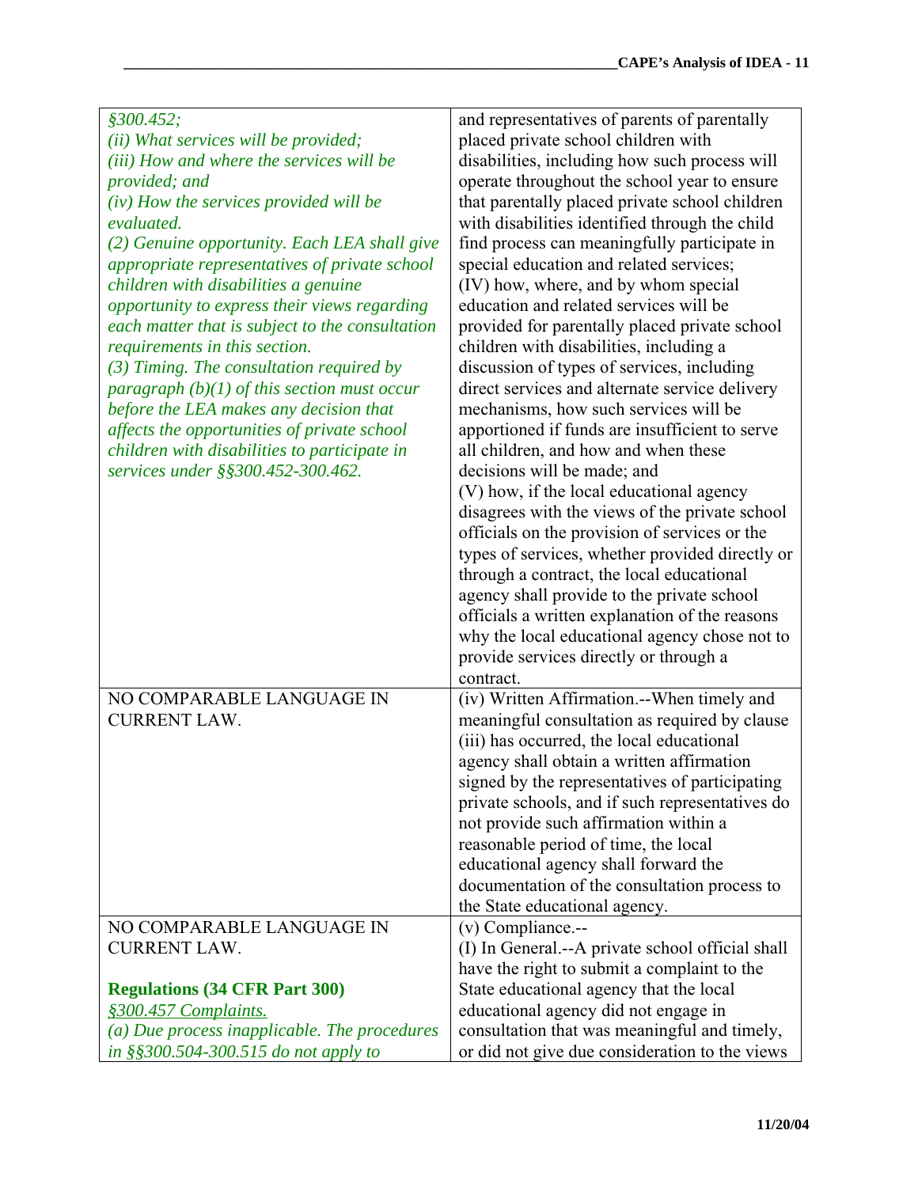| | |
|---|---|
| *§300.452;*<br>*(ii) What services will be provided;*<br>*(iii) How and where the services will be provided; and*<br>*(iv) How the services provided will be evaluated.*<br>*(2) Genuine opportunity. Each LEA shall give appropriate representatives of private school children with disabilities a genuine opportunity to express their views regarding each matter that is subject to the consultation requirements in this section.*<br>*(3) Timing. The consultation required by paragraph (b)(1) of this section must occur before the LEA makes any decision that affects the opportunities of private school children with disabilities to participate in services under §§300.452-300.462.* | and representatives of parents of parentally placed private school children with disabilities, including how such process will operate throughout the school year to ensure that parentally placed private school children with disabilities identified through the child find process can meaningfully participate in special education and related services;<br>(IV) how, where, and by whom special education and related services will be provided for parentally placed private school children with disabilities, including a discussion of types of services, including direct services and alternate service delivery mechanisms, how such services will be apportioned if funds are insufficient to serve all children, and how and when these decisions will be made; and<br>(V) how, if the local educational agency disagrees with the views of the private school officials on the provision of services or the types of services, whether provided directly or through a contract, the local educational agency shall provide to the private school officials a written explanation of the reasons why the local educational agency chose not to provide services directly or through a contract. |
| NO COMPARABLE LANGUAGE IN CURRENT LAW. | (iv) Written Affirmation.--When timely and meaningful consultation as required by clause (iii) has occurred, the local educational agency shall obtain a written affirmation signed by the representatives of participating private schools, and if such representatives do not provide such affirmation within a reasonable period of time, the local educational agency shall forward the documentation of the consultation process to the State educational agency. |
| NO COMPARABLE LANGUAGE IN CURRENT LAW.<br><br>**Regulations (34 CFR Part 300)**<br>*§300.457 Complaints.*<br>*(a) Due process inapplicable. The procedures in §§300.504-300.515 do not apply to* | (v) Compliance.--<br>(I) In General.--A private school official shall have the right to submit a complaint to the State educational agency that the local educational agency did not engage in consultation that was meaningful and timely, or did not give due consideration to the views |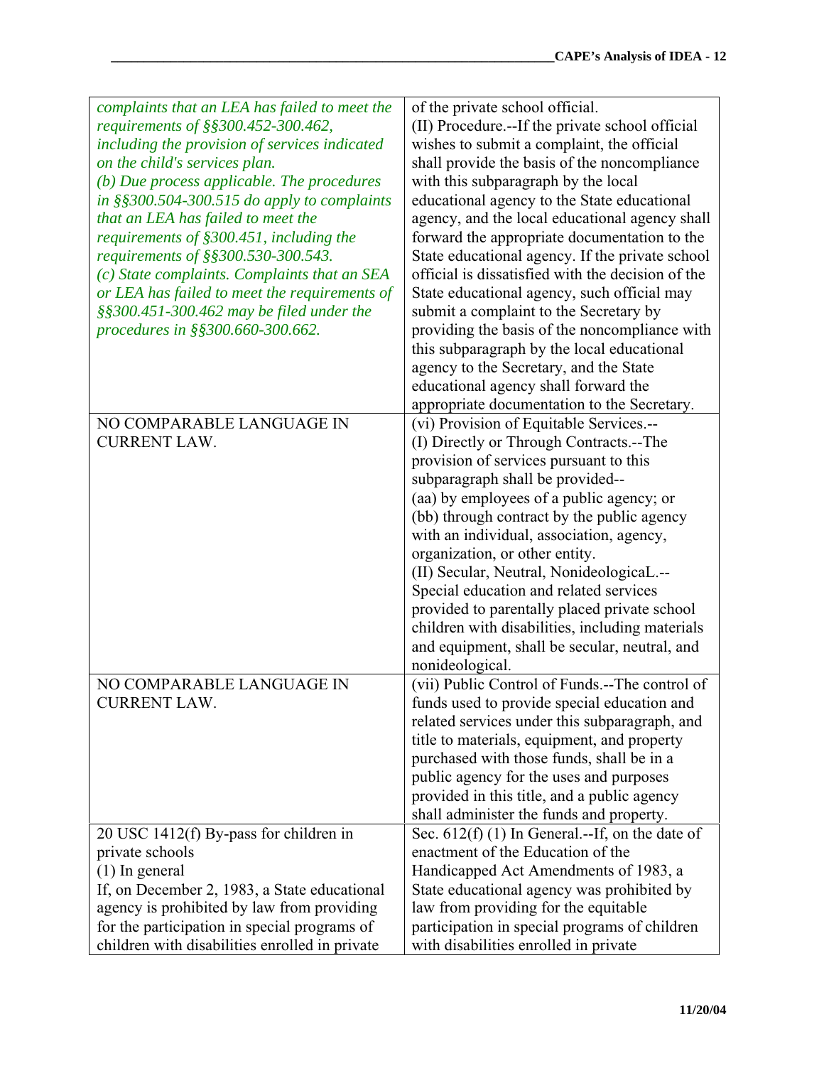| | |
|---|---|
| *complaints that an LEA has failed to meet the requirements of §§300.452-300.462, including the provision of services indicated on the child's services plan.*<br>*(b) Due process applicable. The procedures in §§300.504-300.515 do apply to complaints that an LEA has failed to meet the requirements of §300.451, including the requirements of §§300.530-300.543.*<br>*(c) State complaints. Complaints that an SEA or LEA has failed to meet the requirements of §§300.451-300.462 may be filed under the procedures in §§300.660-300.662.* | of the private school official.<br>(II) Procedure.--If the private school official wishes to submit a complaint, the official shall provide the basis of the noncompliance with this subparagraph by the local educational agency to the State educational agency, and the local educational agency shall forward the appropriate documentation to the State educational agency. If the private school official is dissatisfied with the decision of the State educational agency, such official may submit a complaint to the Secretary by providing the basis of the noncompliance with this subparagraph by the local educational agency to the Secretary, and the State educational agency shall forward the appropriate documentation to the Secretary. |
| NO COMPARABLE LANGUAGE IN CURRENT LAW. | (vi) Provision of Equitable Services.--<br>(I) Directly or Through Contracts.--The provision of services pursuant to this subparagraph shall be provided--<br>(aa) by employees of a public agency; or<br>(bb) through contract by the public agency with an individual, association, agency, organization, or other entity.<br>(II) Secular, Neutral, NonideologicaL.--Special education and related services provided to parentally placed private school children with disabilities, including materials and equipment, shall be secular, neutral, and nonideological. |
| NO COMPARABLE LANGUAGE IN CURRENT LAW. | (vii) Public Control of Funds.--The control of funds used to provide special education and related services under this subparagraph, and title to materials, equipment, and property purchased with those funds, shall be in a public agency for the uses and purposes provided in this title, and a public agency shall administer the funds and property. |
| 20 USC 1412(f) By-pass for children in private schools<br>(1) In general<br>If, on December 2, 1983, a State educational agency is prohibited by law from providing for the participation in special programs of children with disabilities enrolled in private | Sec. 612(f) (1) In General.--If, on the date of enactment of the Education of the Handicapped Act Amendments of 1983, a State educational agency was prohibited by law from providing for the equitable participation in special programs of children with disabilities enrolled in private |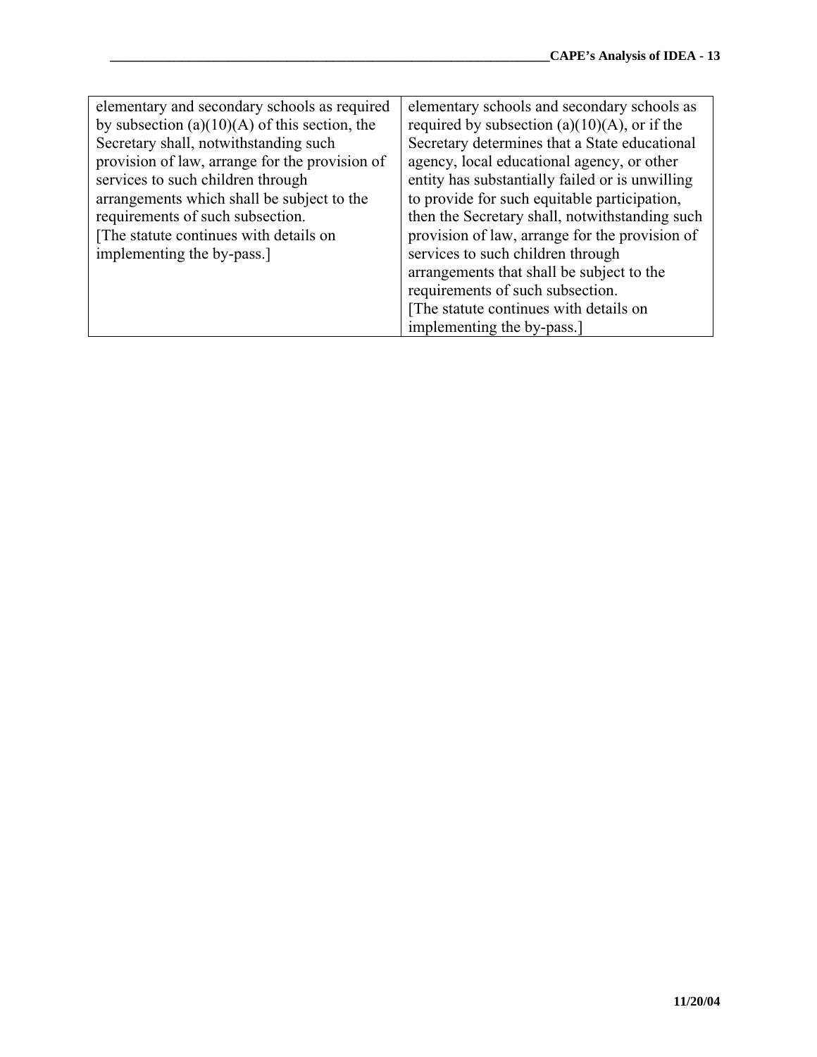| | |
|---|---|
| elementary and secondary schools as required by subsection (a)(10)(A) of this section, the Secretary shall, notwithstanding such provision of law, arrange for the provision of services to such children through arrangements which shall be subject to the requirements of such subsection. [The statute continues with details on implementing the by-pass.] | elementary schools and secondary schools as required by subsection (a)(10)(A), or if the Secretary determines that a State educational agency, local educational agency, or other entity has substantially failed or is unwilling to provide for such equitable participation, then the Secretary shall, notwithstanding such provision of law, arrange for the provision of services to such children through arrangements that shall be subject to the requirements of such subsection. [The statute continues with details on implementing the by-pass.] |

11/20/04